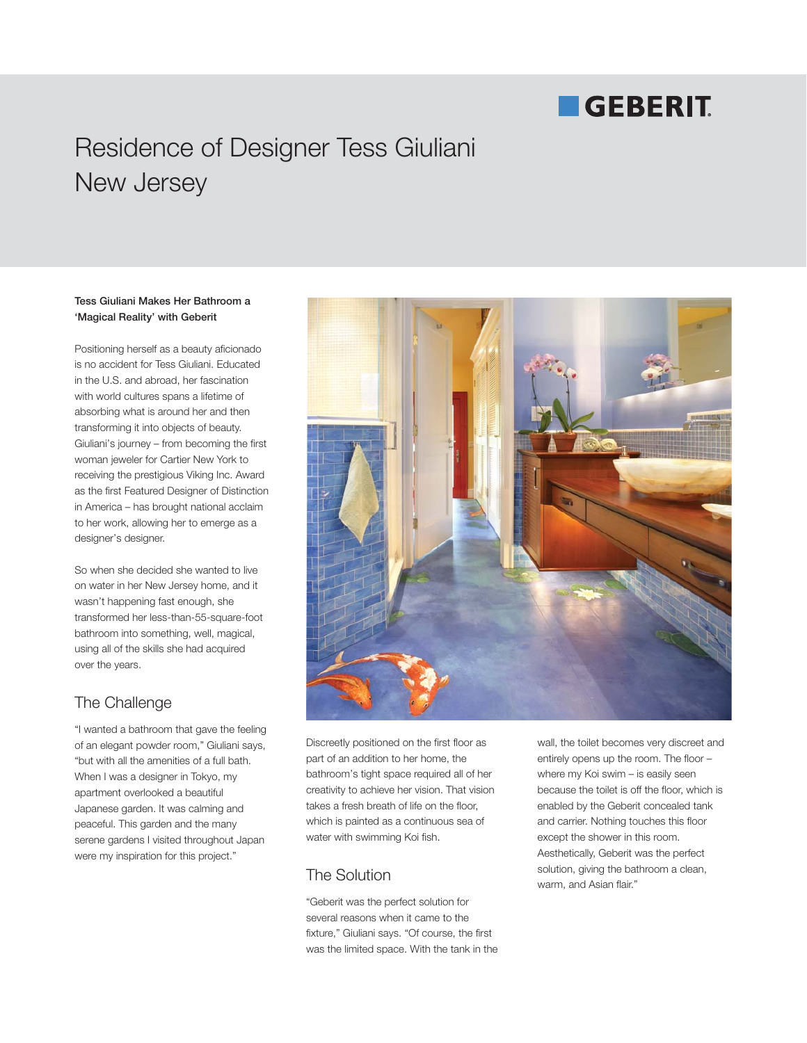GEBERIT

# Residence of Designer Tess Giuliani
# New Jersey

**Tess Giuliani Makes Her Bathroom a 'Magical Reality' with Geberit**

Positioning herself as a beauty aficionado is no accident for Tess Giuliani. Educated in the U.S. and abroad, her fascination with world cultures spans a lifetime of absorbing what is around her and then transforming it into objects of beauty. Giuliani's journey – from becoming the first woman jeweler for Cartier New York to receiving the prestigious Viking Inc. Award as the first Featured Designer of Distinction in America – has brought national acclaim to her work, allowing her to emerge as a designer's designer.

So when she decided she wanted to live on water in her New Jersey home, and it wasn't happening fast enough, she transformed her less-than-55-square-foot bathroom into something, well, magical, using all of the skills she had acquired over the years.

## The Challenge

"I wanted a bathroom that gave the feeling of an elegant powder room," Giuliani says, "but with all the amenities of a full bath. When I was a designer in Tokyo, my apartment overlooked a beautiful Japanese garden. It was calming and peaceful. This garden and the many serene gardens I visited throughout Japan were my inspiration for this project."

Discreetly positioned on the first floor as part of an addition to her home, the bathroom's tight space required all of her creativity to achieve her vision. That vision takes a fresh breath of life on the floor, which is painted as a continuous sea of water with swimming Koi fish.

## The Solution

"Geberit was the perfect solution for several reasons when it came to the fixture," Giuliani says. "Of course, the first was the limited space. With the tank in the wall, the toilet becomes very discreet and entirely opens up the room. The floor – where my Koi swim – is easily seen because the toilet is off the floor, which is enabled by the Geberit concealed tank and carrier. Nothing touches this floor except the shower in this room. Aesthetically, Geberit was the perfect solution, giving the bathroom a clean, warm, and Asian flair."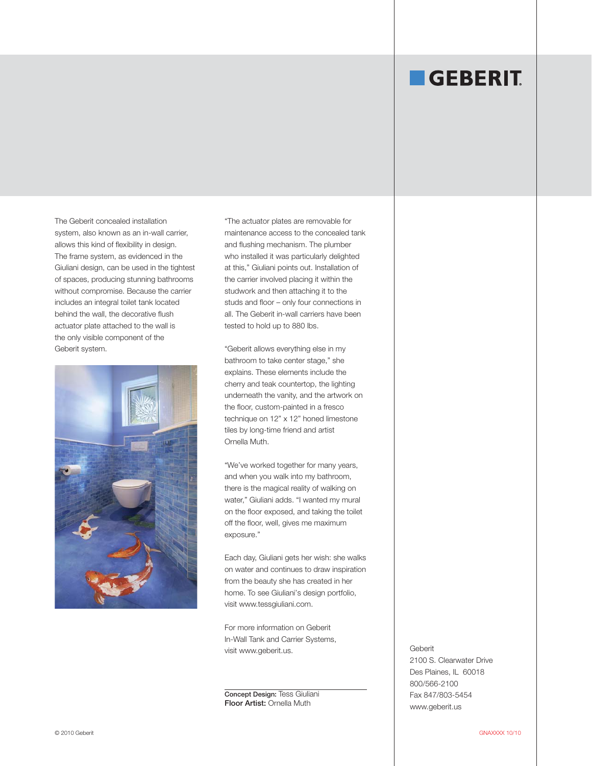# GEBERIT

The Geberit concealed installation system, also known as an in-wall carrier, allows this kind of flexibility in design. The frame system, as evidenced in the Giuliani design, can be used in the tightest of spaces, producing stunning bathrooms without compromise. Because the carrier includes an integral toilet tank located behind the wall, the decorative flush actuator plate attached to the wall is the only visible component of the Geberit system.

"The actuator plates are removable for maintenance access to the concealed tank and flushing mechanism. The plumber who installed it was particularly delighted at this," Giuliani points out. Installation of the carrier involved placing it within the studwork and then attaching it to the studs and floor – only four connections in all. The Geberit in-wall carriers have been tested to hold up to 880 lbs.

"Geberit allows everything else in my bathroom to take center stage," she explains. These elements include the cherry and teak countertop, the lighting underneath the vanity, and the artwork on the floor, custom-painted in a fresco technique on 12" x 12" honed limestone tiles by long-time friend and artist Ornella Muth.

"We've worked together for many years, and when you walk into my bathroom, there is the magical reality of walking on water," Giuliani adds. "I wanted my mural on the floor exposed, and taking the toilet off the floor, well, gives me maximum exposure."

Each day, Giuliani gets her wish: she walks on water and continues to draw inspiration from the beauty she has created in her home. To see Giuliani's design portfolio, visit www.tessgiuliani.com.

For more information on Geberit In-Wall Tank and Carrier Systems, visit www.geberit.us.

**Concept Design:** Tess Giuliani
**Floor Artist:** Ornella Muth

Geberit
2100 S. Clearwater Drive
Des Plaines, IL 60018
800/566-2100
Fax 847/803-5454
www.geberit.us

© 2010 Geberit

GNAXXXX 10/10